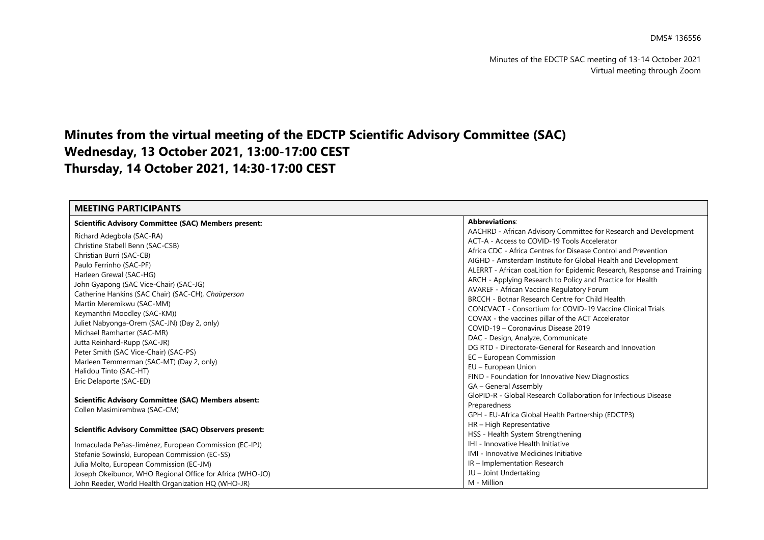DMS# 136556

Minutes of the EDCTP SAC meeting of 13-14 October 2021
Virtual meeting through Zoom

# Minutes from the virtual meeting of the EDCTP Scientific Advisory Committee (SAC)
# Wednesday, 13 October 2021, 13:00-17:00 CEST
# Thursday, 14 October 2021, 14:30-17:00 CEST

| MEETING PARTICIPANTS | |
|---|---|
| **Scientific Advisory Committee (SAC) Members present:**<br><br>Richard Adegbola (SAC-RA)<br>Christine Stabell Benn (SAC-CSB)<br>Christian Burri (SAC-CB)<br>Paulo Ferrinho (SAC-PF)<br>Harleen Grewal (SAC-HG)<br>John Gyapong (SAC Vice-Chair) (SAC-JG)<br>Catherine Hankins (SAC Chair) (SAC-CH), *Chairperson*<br>Martin Meremikwu (SAC-MM)<br>Keymanthri Moodley (SAC-KM))<br>Juliet Nabyonga-Orem (SAC-JN) (Day 2, only)<br>Michael Ramharter (SAC-MR)<br>Jutta Reinhard-Rupp (SAC-JR)<br>Peter Smith (SAC Vice-Chair) (SAC-PS)<br>Marleen Temmerman (SAC-MT) (Day 2, only)<br>Halidou Tinto (SAC-HT)<br>Eric Delaporte (SAC-ED)<br><br>**Scientific Advisory Committee (SAC) Members absent:**<br>Collen Masimirembwa (SAC-CM)<br><br>**Scientific Advisory Committee (SAC) Observers present:**<br><br>Inmaculada Peñas-Jiménez, European Commission (EC-IPJ)<br>Stefanie Sowinski, European Commission (EC-SS)<br>Julia Molto, European Commission (EC-JM)<br>Joseph Okeibunor, WHO Regional Office for Africa (WHO-JO)<br>John Reeder, World Health Organization HQ (WHO-JR) | **Abbreviations**:<br>AACHRD - African Advisory Committee for Research and Development<br>ACT-A - Access to COVID-19 Tools Accelerator<br>Africa CDC - Africa Centres for Disease Control and Prevention<br>AIGHD - Amsterdam Institute for Global Health and Development<br>ALERRT - African coaLition for Epidemic Research, Response and Training<br>ARCH - Applying Research to Policy and Practice for Health<br>AVAREF - African Vaccine Regulatory Forum<br>BRCCH - Botnar Research Centre for Child Health<br>CONCVACT - Consortium for COVID-19 Vaccine Clinical Trials<br>COVAX - the vaccines pillar of the ACT Accelerator<br>COVID-19 – Coronavirus Disease 2019<br>DAC - Design, Analyze, Communicate<br>DG RTD - Directorate-General for Research and Innovation<br>EC – European Commission<br>EU – European Union<br>FIND - Foundation for Innovative New Diagnostics<br>GA – General Assembly<br>GloPID-R - Global Research Collaboration for Infectious Disease Preparedness<br>GPH - EU-Africa Global Health Partnership (EDCTP3)<br>HR – High Representative<br>HSS - Health System Strengthening<br>IHI - Innovative Health Initiative<br>IMI - Innovative Medicines Initiative<br>IR – Implementation Research<br>JU – Joint Undertaking<br>M - Million |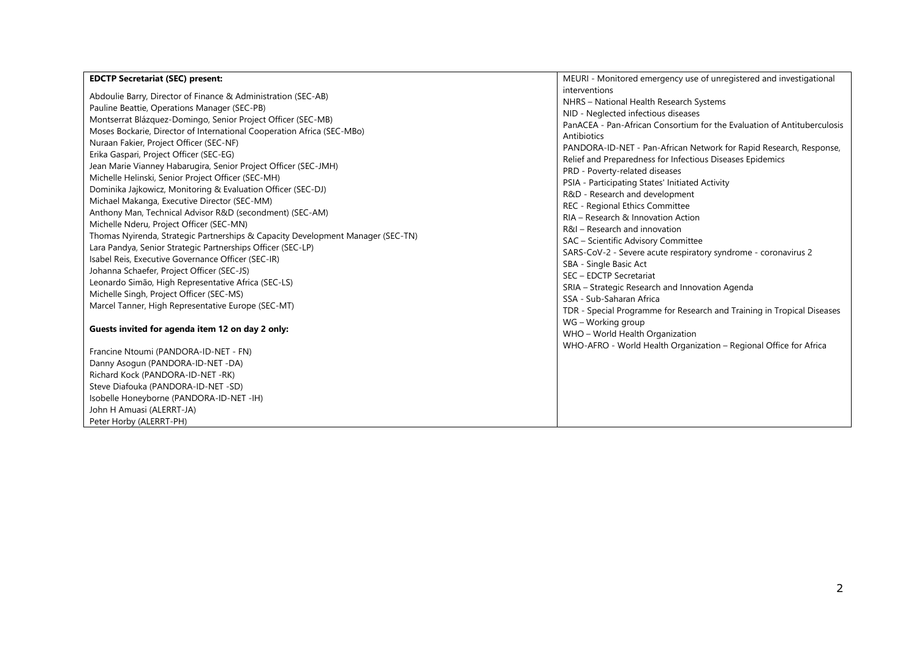| | |
|---|---|
| **EDCTP Secretariat (SEC) present:**<br><br>Abdoulie Barry, Director of Finance & Administration (SEC-AB)<br>Pauline Beattie, Operations Manager (SEC-PB)<br>Montserrat Blázquez-Domingo, Senior Project Officer (SEC-MB)<br>Moses Bockarie, Director of International Cooperation Africa (SEC-MBo)<br>Nuraan Fakier, Project Officer (SEC-NF)<br>Erika Gaspari, Project Officer (SEC-EG)<br>Jean Marie Vianney Habarugira, Senior Project Officer (SEC-JMH)<br>Michelle Helinski, Senior Project Officer (SEC-MH)<br>Dominika Jajkowicz, Monitoring & Evaluation Officer (SEC-DJ)<br>Michael Makanga, Executive Director (SEC-MM)<br>Anthony Man, Technical Advisor R&D (secondment) (SEC-AM)<br>Michelle Nderu, Project Officer (SEC-MN)<br>Thomas Nyirenda, Strategic Partnerships & Capacity Development Manager (SEC-TN)<br>Lara Pandya, Senior Strategic Partnerships Officer (SEC-LP)<br>Isabel Reis, Executive Governance Officer (SEC-IR)<br>Johanna Schaefer, Project Officer (SEC-JS)<br>Leonardo Simão, High Representative Africa (SEC-LS)<br>Michelle Singh, Project Officer (SEC-MS)<br>Marcel Tanner, High Representative Europe (SEC-MT)<br><br>**Guests invited for agenda item 12 on day 2 only:**<br><br>Francine Ntoumi (PANDORA-ID-NET - FN)<br>Danny Asogun (PANDORA-ID-NET -DA)<br>Richard Kock (PANDORA-ID-NET -RK)<br>Steve Diafouka (PANDORA-ID-NET -SD)<br>Isobelle Honeyborne (PANDORA-ID-NET -IH)<br>John H Amuasi (ALERRT-JA)<br>Peter Horby (ALERRT-PH) | MEURI - Monitored emergency use of unregistered and investigational interventions<br>NHRS – National Health Research Systems<br>NID - Neglected infectious diseases<br>PanACEA - Pan-African Consortium for the Evaluation of Antituberculosis Antibiotics<br>PANDORA-ID-NET - Pan-African Network for Rapid Research, Response, Relief and Preparedness for Infectious Diseases Epidemics<br>PRD - Poverty-related diseases<br>PSIA - Participating States' Initiated Activity<br>R&D - Research and development<br>REC - Regional Ethics Committee<br>RIA – Research & Innovation Action<br>R&I – Research and innovation<br>SAC – Scientific Advisory Committee<br>SARS-CoV-2 - Severe acute respiratory syndrome - coronavirus 2<br>SBA - Single Basic Act<br>SEC – EDCTP Secretariat<br>SRIA – Strategic Research and Innovation Agenda<br>SSA - Sub-Saharan Africa<br>TDR - Special Programme for Research and Training in Tropical Diseases<br>WG – Working group<br>WHO – World Health Organization<br>WHO-AFRO - World Health Organization – Regional Office for Africa |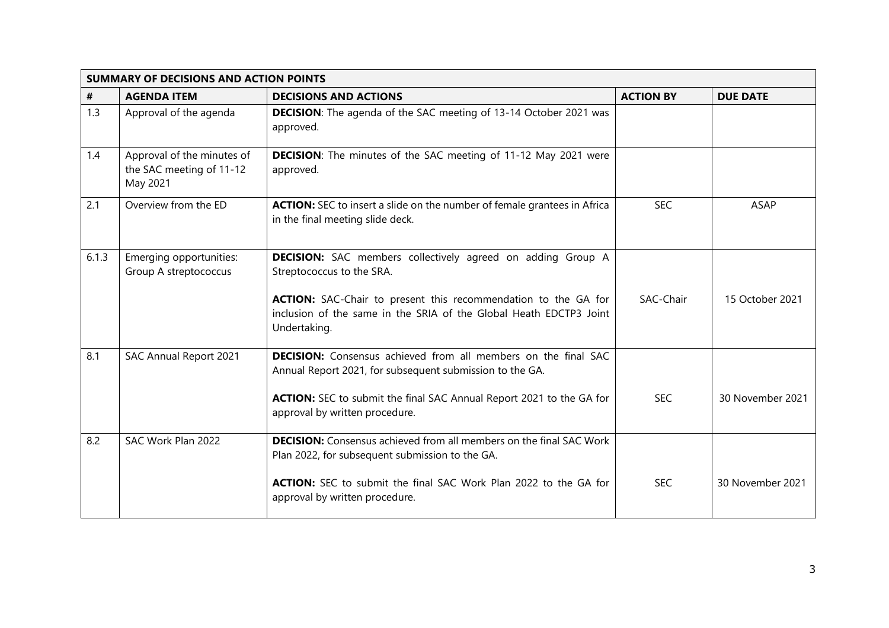| SUMMARY OF DECISIONS AND ACTION POINTS | | | | |
|---|---|---|---|---|
| **#** | **AGENDA ITEM** | **DECISIONS AND ACTIONS** | **ACTION BY** | **DUE DATE** |
| 1.3 | Approval of the agenda | **DECISION**: The agenda of the SAC meeting of 13-14 October 2021 was approved. | | |
| 1.4 | Approval of the minutes of the SAC meeting of 11-12 May 2021 | **DECISION**: The minutes of the SAC meeting of 11-12 May 2021 were approved. | | |
| 2.1 | Overview from the ED | **ACTION:** SEC to insert a slide on the number of female grantees in Africa in the final meeting slide deck. | SEC | ASAP |
| 6.1.3 | Emerging opportunities: Group A streptococcus | **DECISION:** SAC members collectively agreed on adding Group A Streptococcus to the SRA.<br><br>**ACTION:** SAC-Chair to present this recommendation to the GA for inclusion of the same in the SRIA of the Global Heath EDCTP3 Joint Undertaking. | SAC-Chair | 15 October 2021 |
| 8.1 | SAC Annual Report 2021 | **DECISION:** Consensus achieved from all members on the final SAC Annual Report 2021, for subsequent submission to the GA.<br><br>**ACTION:** SEC to submit the final SAC Annual Report 2021 to the GA for approval by written procedure. | SEC | 30 November 2021 |
| 8.2 | SAC Work Plan 2022 | **DECISION:** Consensus achieved from all members on the final SAC Work Plan 2022, for subsequent submission to the GA.<br><br>**ACTION:** SEC to submit the final SAC Work Plan 2022 to the GA for approval by written procedure. | SEC | 30 November 2021 |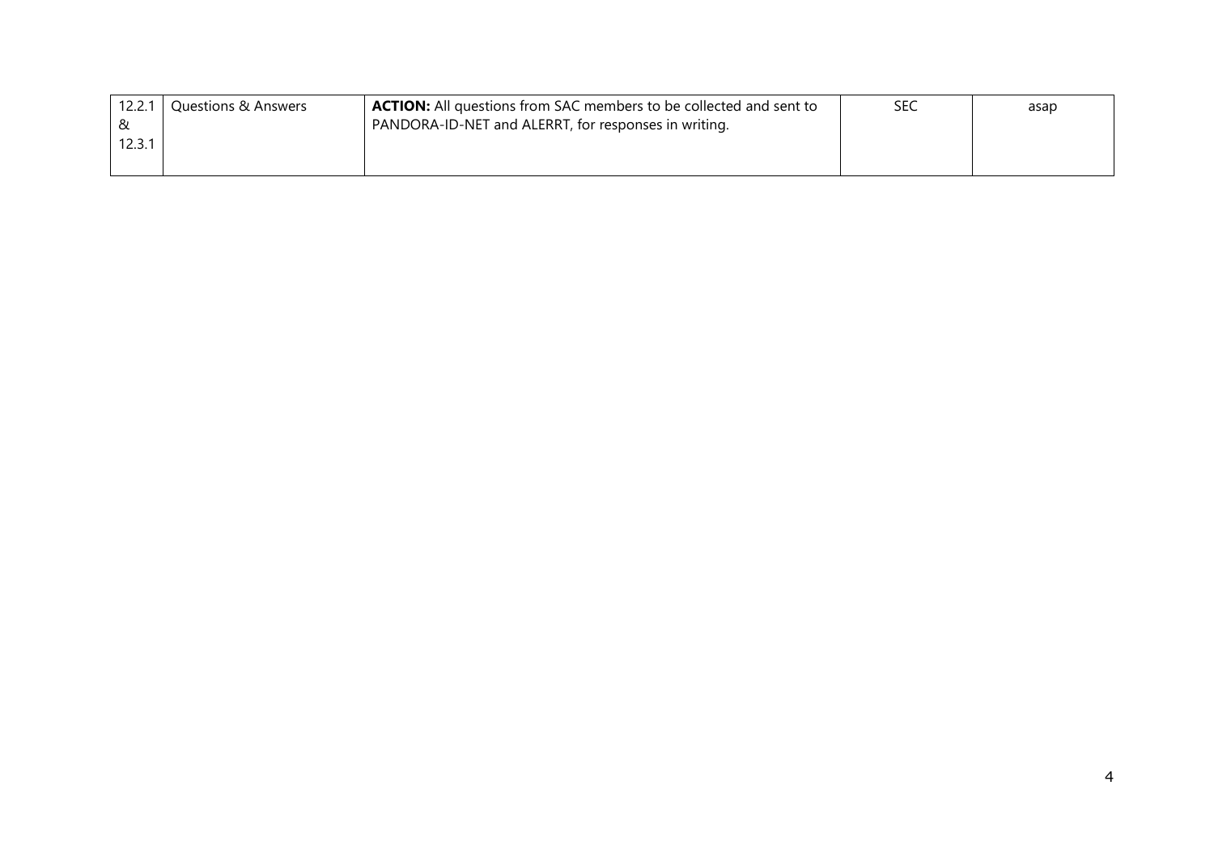| | | | | |
|---|---|---|---|---|
| 12.2.1 & 12.3.1 | Questions & Answers | **ACTION:** All questions from SAC members to be collected and sent to PANDORA-ID-NET and ALERRT, for responses in writing. | SEC | asap |